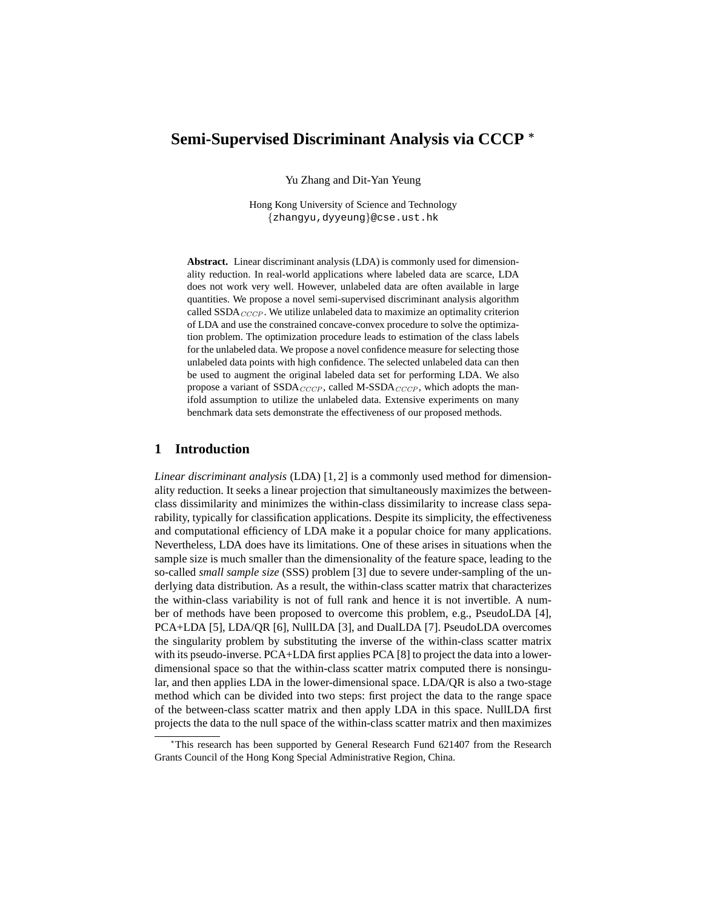# Semi-Supervised Discriminant Analysis via CCCP [*]

Yu Zhang and Dit-Yan Yeung

Hong Kong University of Science and Technology
{zhangyu,dyyeung}@cse.ust.hk

**Abstract.** Linear discriminant analysis (LDA) is commonly used for dimensionality reduction. In real-world applications where labeled data are scarce, LDA does not work very well. However, unlabeled data are often available in large quantities. We propose a novel semi-supervised discriminant analysis algorithm called SSDA$_{CCCP}$. We utilize unlabeled data to maximize an optimality criterion of LDA and use the constrained concave-convex procedure to solve the optimization problem. The optimization procedure leads to estimation of the class labels for the unlabeled data. We propose a novel confidence measure for selecting those unlabeled data points with high confidence. The selected unlabeled data can then be used to augment the original labeled data set for performing LDA. We also propose a variant of SSDA$_{CCCP}$, called M-SSDA$_{CCCP}$, which adopts the manifold assumption to utilize the unlabeled data. Extensive experiments on many benchmark data sets demonstrate the effectiveness of our proposed methods.

## 1 Introduction

*Linear discriminant analysis* (LDA) [1, 2] is a commonly used method for dimensionality reduction. It seeks a linear projection that simultaneously maximizes the between-class dissimilarity and minimizes the within-class dissimilarity to increase class separability, typically for classification applications. Despite its simplicity, the effectiveness and computational efficiency of LDA make it a popular choice for many applications. Nevertheless, LDA does have its limitations. One of these arises in situations when the sample size is much smaller than the dimensionality of the feature space, leading to the so-called *small sample size* (SSS) problem [3] due to severe under-sampling of the underlying data distribution. As a result, the within-class scatter matrix that characterizes the within-class variability is not of full rank and hence it is not invertible. A number of methods have been proposed to overcome this problem, e.g., PseudoLDA [4], PCA+LDA [5], LDA/QR [6], NullLDA [3], and DualLDA [7]. PseudoLDA overcomes the singularity problem by substituting the inverse of the within-class scatter matrix with its pseudo-inverse. PCA+LDA first applies PCA [8] to project the data into a lower-dimensional space so that the within-class scatter matrix computed there is nonsingular, and then applies LDA in the lower-dimensional space. LDA/QR is also a two-stage method which can be divided into two steps: first project the data to the range space of the between-class scatter matrix and then apply LDA in this space. NullLDA first projects the data to the null space of the within-class scatter matrix and then maximizes

[*]This research has been supported by General Research Fund 621407 from the Research Grants Council of the Hong Kong Special Administrative Region, China.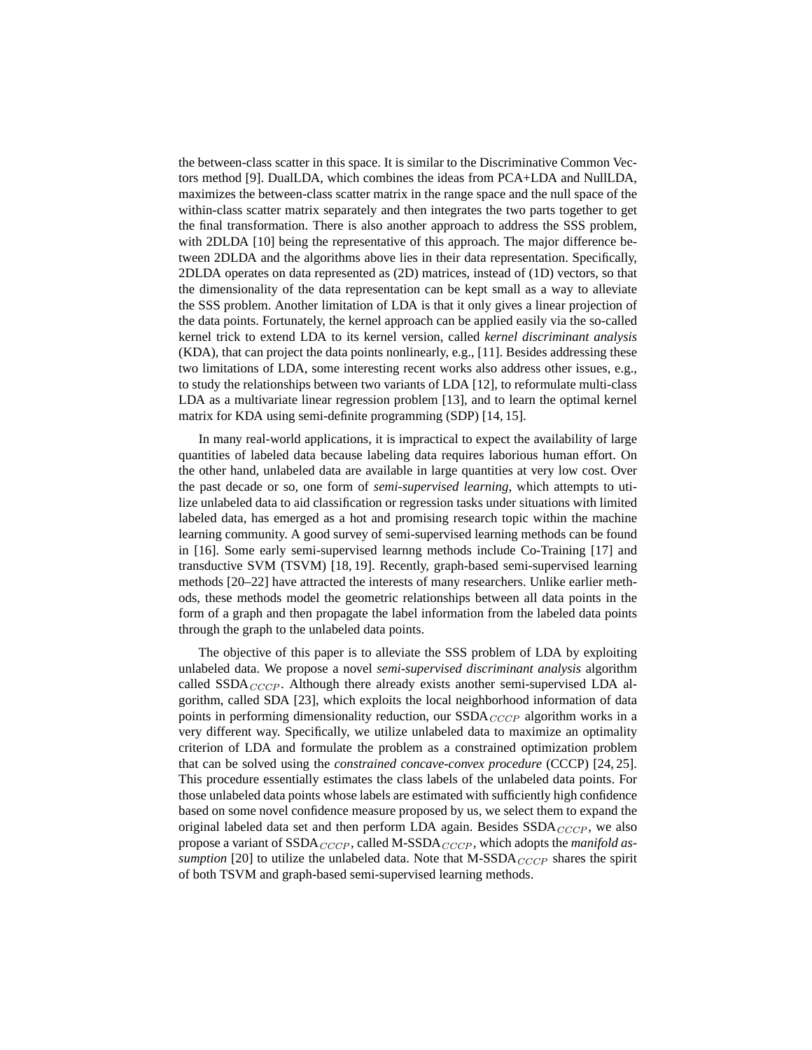the between-class scatter in this space. It is similar to the Discriminative Common Vectors method [9]. DualLDA, which combines the ideas from PCA+LDA and NullLDA, maximizes the between-class scatter matrix in the range space and the null space of the within-class scatter matrix separately and then integrates the two parts together to get the final transformation. There is also another approach to address the SSS problem, with 2DLDA [10] being the representative of this approach. The major difference between 2DLDA and the algorithms above lies in their data representation. Specifically, 2DLDA operates on data represented as (2D) matrices, instead of (1D) vectors, so that the dimensionality of the data representation can be kept small as a way to alleviate the SSS problem. Another limitation of LDA is that it only gives a linear projection of the data points. Fortunately, the kernel approach can be applied easily via the so-called kernel trick to extend LDA to its kernel version, called *kernel discriminant analysis* (KDA), that can project the data points nonlinearly, e.g., [11]. Besides addressing these two limitations of LDA, some interesting recent works also address other issues, e.g., to study the relationships between two variants of LDA [12], to reformulate multi-class LDA as a multivariate linear regression problem [13], and to learn the optimal kernel matrix for KDA using semi-definite programming (SDP) [14, 15].

In many real-world applications, it is impractical to expect the availability of large quantities of labeled data because labeling data requires laborious human effort. On the other hand, unlabeled data are available in large quantities at very low cost. Over the past decade or so, one form of *semi-supervised learning*, which attempts to utilize unlabeled data to aid classification or regression tasks under situations with limited labeled data, has emerged as a hot and promising research topic within the machine learning community. A good survey of semi-supervised learning methods can be found in [16]. Some early semi-supervised learnng methods include Co-Training [17] and transductive SVM (TSVM) [18, 19]. Recently, graph-based semi-supervised learning methods [20–22] have attracted the interests of many researchers. Unlike earlier methods, these methods model the geometric relationships between all data points in the form of a graph and then propagate the label information from the labeled data points through the graph to the unlabeled data points.

The objective of this paper is to alleviate the SSS problem of LDA by exploiting unlabeled data. We propose a novel *semi-supervised discriminant analysis* algorithm called SSDA$_{CCCP}$. Although there already exists another semi-supervised LDA algorithm, called SDA [23], which exploits the local neighborhood information of data points in performing dimensionality reduction, our SSDA$_{CCCP}$ algorithm works in a very different way. Specifically, we utilize unlabeled data to maximize an optimality criterion of LDA and formulate the problem as a constrained optimization problem that can be solved using the *constrained concave-convex procedure* (CCCP) [24, 25]. This procedure essentially estimates the class labels of the unlabeled data points. For those unlabeled data points whose labels are estimated with sufficiently high confidence based on some novel confidence measure proposed by us, we select them to expand the original labeled data set and then perform LDA again. Besides SSDA$_{CCCP}$, we also propose a variant of SSDA$_{CCCP}$, called M-SSDA$_{CCCP}$, which adopts the *manifold assumption* [20] to utilize the unlabeled data. Note that M-SSDA$_{CCCP}$ shares the spirit of both TSVM and graph-based semi-supervised learning methods.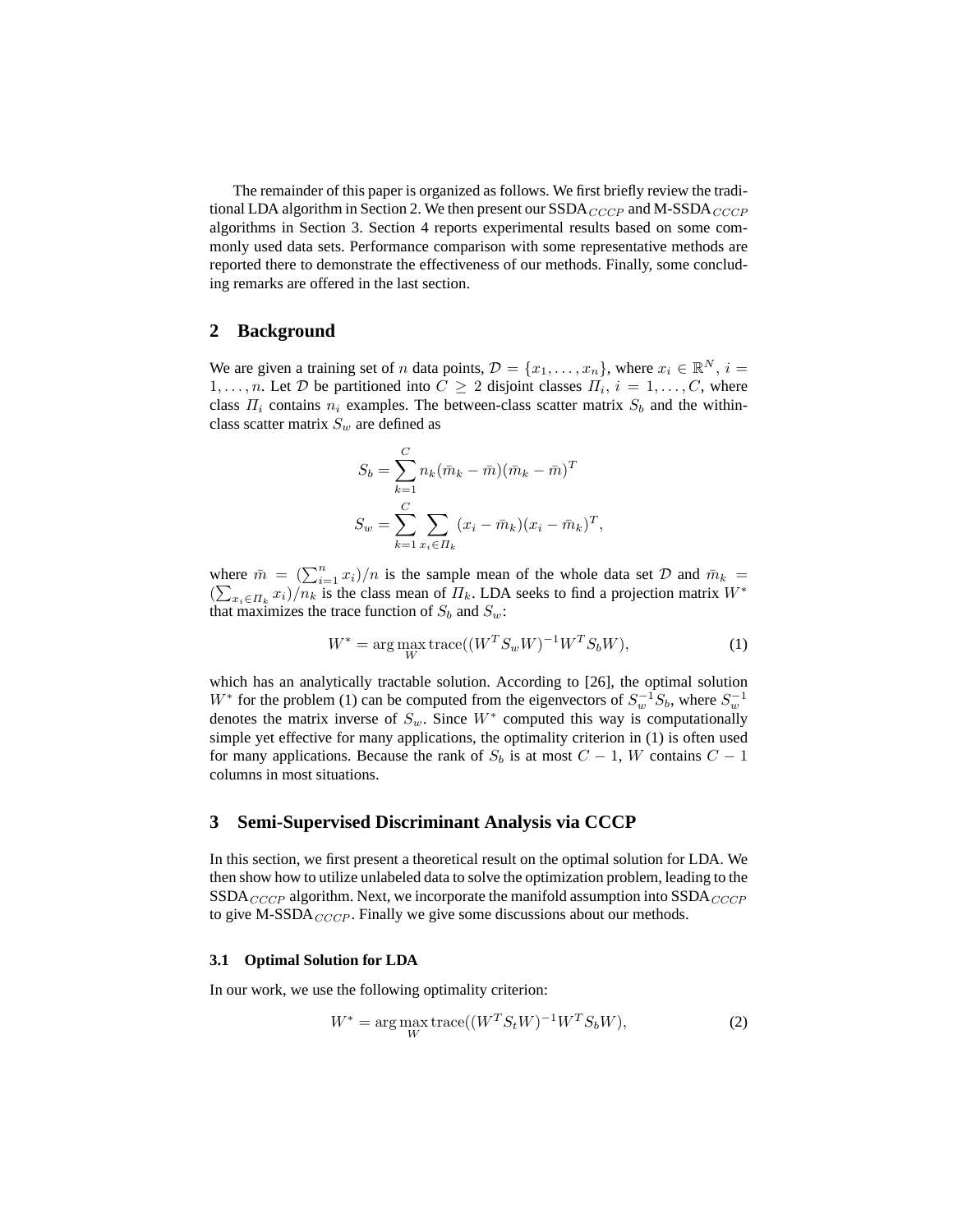The remainder of this paper is organized as follows. We first briefly review the traditional LDA algorithm in Section 2. We then present our SSDA$_{CCCP}$ and M-SSDA$_{CCCP}$ algorithms in Section 3. Section 4 reports experimental results based on some commonly used data sets. Performance comparison with some representative methods are reported there to demonstrate the effectiveness of our methods. Finally, some concluding remarks are offered in the last section.

## 2 Background

We are given a training set of $n$ data points, $\mathcal{D} = \{x_1, \ldots, x_n\}$, where $x_i \in \mathbb{R}^N$, $i = 1, \ldots, n$. Let $\mathcal{D}$ be partitioned into $C \geq 2$ disjoint classes $\Pi_i$, $i = 1, \ldots, C$, where class $\Pi_i$ contains $n_i$ examples. The between-class scatter matrix $S_b$ and the within-class scatter matrix $S_w$ are defined as

$$S_b = \sum_{k=1}^{C} n_k (\bar{m}_k - \bar{m})(\bar{m}_k - \bar{m})^T$$

$$S_w = \sum_{k=1}^{C} \sum_{x_i \in \Pi_k} (x_i - \bar{m}_k)(x_i - \bar{m}_k)^T,$$

where $\bar{m} = (\sum_{i=1}^{n} x_i)/n$ is the sample mean of the whole data set $\mathcal{D}$ and $\bar{m}_k = (\sum_{x_i \in \Pi_k} x_i)/n_k$ is the class mean of $\Pi_k$. LDA seeks to find a projection matrix $W^*$ that maximizes the trace function of $S_b$ and $S_w$:

$$W^* = \arg\max_{W} \operatorname{trace}((W^T S_w W)^{-1} W^T S_b W), \tag{1}$$

which has an analytically tractable solution. According to [26], the optimal solution $W^*$ for the problem (1) can be computed from the eigenvectors of $S_w^{-1} S_b$, where $S_w^{-1}$ denotes the matrix inverse of $S_w$. Since $W^*$ computed this way is computationally simple yet effective for many applications, the optimality criterion in (1) is often used for many applications. Because the rank of $S_b$ is at most $C - 1$, $W$ contains $C - 1$ columns in most situations.

## 3 Semi-Supervised Discriminant Analysis via CCCP

In this section, we first present a theoretical result on the optimal solution for LDA. We then show how to utilize unlabeled data to solve the optimization problem, leading to the SSDA$_{CCCP}$ algorithm. Next, we incorporate the manifold assumption into SSDA$_{CCCP}$ to give M-SSDA$_{CCCP}$. Finally we give some discussions about our methods.

### 3.1 Optimal Solution for LDA

In our work, we use the following optimality criterion:

$$W^* = \arg\max_{W} \operatorname{trace}((W^T S_t W)^{-1} W^T S_b W), \tag{2}$$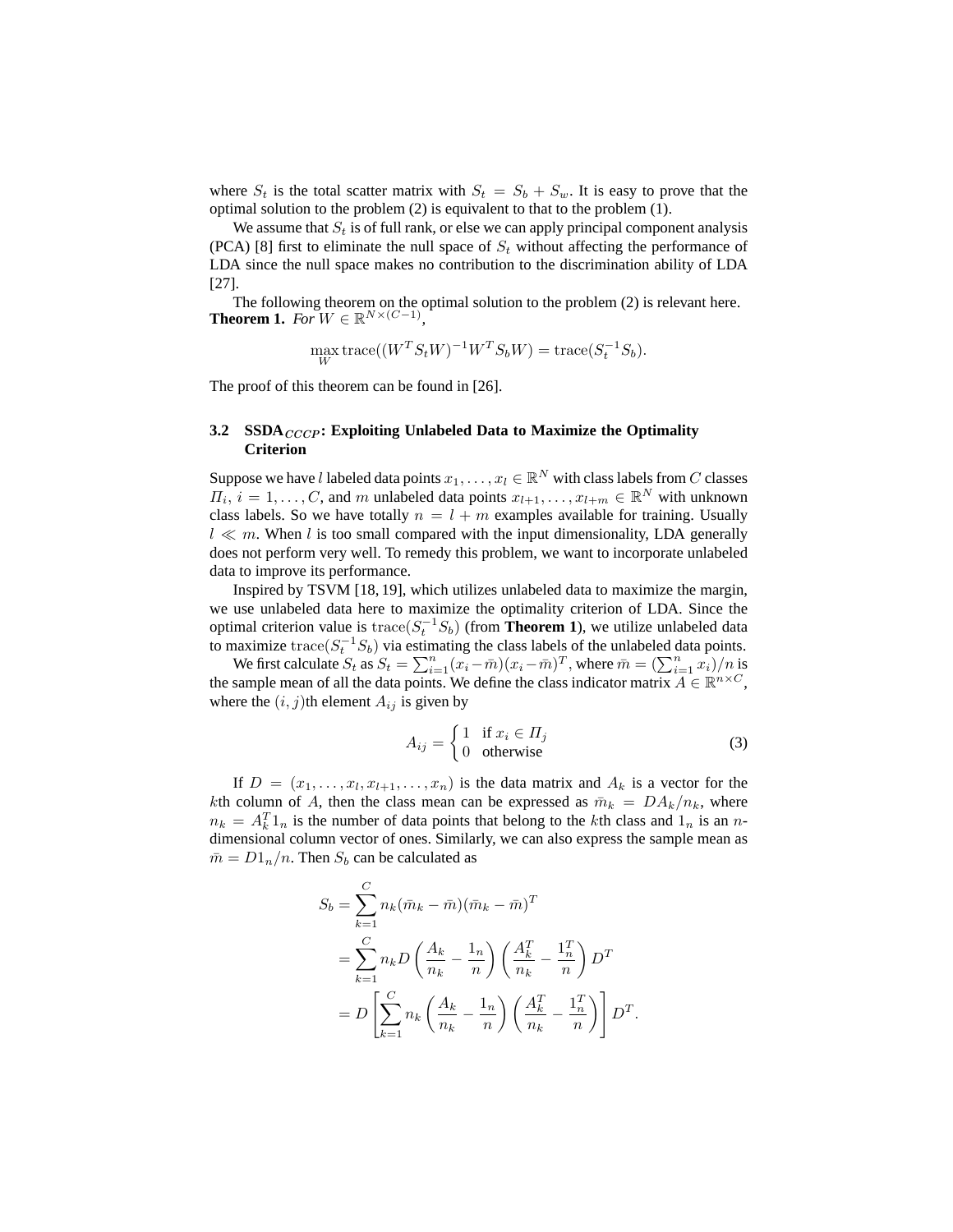where $S_t$ is the total scatter matrix with $S_t = S_b + S_w$. It is easy to prove that the optimal solution to the problem (2) is equivalent to that to the problem (1).

We assume that $S_t$ is of full rank, or else we can apply principal component analysis (PCA) [8] first to eliminate the null space of $S_t$ without affecting the performance of LDA since the null space makes no contribution to the discrimination ability of LDA [27].

The following theorem on the optimal solution to the problem (2) is relevant here.

**Theorem 1.** *For* $W \in \mathbb{R}^{N \times (C-1)}$,

$$\max_W \operatorname{trace}((W^T S_t W)^{-1} W^T S_b W) = \operatorname{trace}(S_t^{-1} S_b).$$

The proof of this theorem can be found in [26].

### 3.2 SSDA$_{CCCP}$: Exploiting Unlabeled Data to Maximize the Optimality Criterion

Suppose we have $l$ labeled data points $x_1, \ldots, x_l \in \mathbb{R}^N$ with class labels from $C$ classes $\Pi_i$, $i = 1, \ldots, C$, and $m$ unlabeled data points $x_{l+1}, \ldots, x_{l+m} \in \mathbb{R}^N$ with unknown class labels. So we have totally $n = l + m$ examples available for training. Usually $l \ll m$. When $l$ is too small compared with the input dimensionality, LDA generally does not perform very well. To remedy this problem, we want to incorporate unlabeled data to improve its performance.

Inspired by TSVM [18, 19], which utilizes unlabeled data to maximize the margin, we use unlabeled data here to maximize the optimality criterion of LDA. Since the optimal criterion value is $\operatorname{trace}(S_t^{-1} S_b)$ (from **Theorem 1**), we utilize unlabeled data to maximize $\operatorname{trace}(S_t^{-1} S_b)$ via estimating the class labels of the unlabeled data points.

We first calculate $S_t$ as $S_t = \sum_{i=1}^{n} (x_i - \bar{m})(x_i - \bar{m})^T$, where $\bar{m} = (\sum_{i=1}^{n} x_i)/n$ is the sample mean of all the data points. We define the class indicator matrix $A \in \mathbb{R}^{n \times C}$, where the $(i, j)$th element $A_{ij}$ is given by

$$A_{ij} = \begin{cases} 1 & \text{if } x_i \in \Pi_j \\ 0 & \text{otherwise} \end{cases} \tag{3}$$

If $D = (x_1, \ldots, x_l, x_{l+1}, \ldots, x_n)$ is the data matrix and $A_k$ is a vector for the $k$th column of $A$, then the class mean can be expressed as $\bar{m}_k = DA_k/n_k$, where $n_k = A_k^T 1_n$ is the number of data points that belong to the $k$th class and $1_n$ is an $n$-dimensional column vector of ones. Similarly, we can also express the sample mean as $\bar{m} = D1_n/n$. Then $S_b$ can be calculated as

$$\begin{aligned}
S_b &= \sum_{k=1}^{C} n_k (\bar{m}_k - \bar{m})(\bar{m}_k - \bar{m})^T \\
&= \sum_{k=1}^{C} n_k D \left( \frac{A_k}{n_k} - \frac{1_n}{n} \right) \left( \frac{A_k^T}{n_k} - \frac{1_n^T}{n} \right) D^T \\
&= D \left[ \sum_{k=1}^{C} n_k \left( \frac{A_k}{n_k} - \frac{1_n}{n} \right) \left( \frac{A_k^T}{n_k} - \frac{1_n^T}{n} \right) \right] D^T.
\end{aligned}$$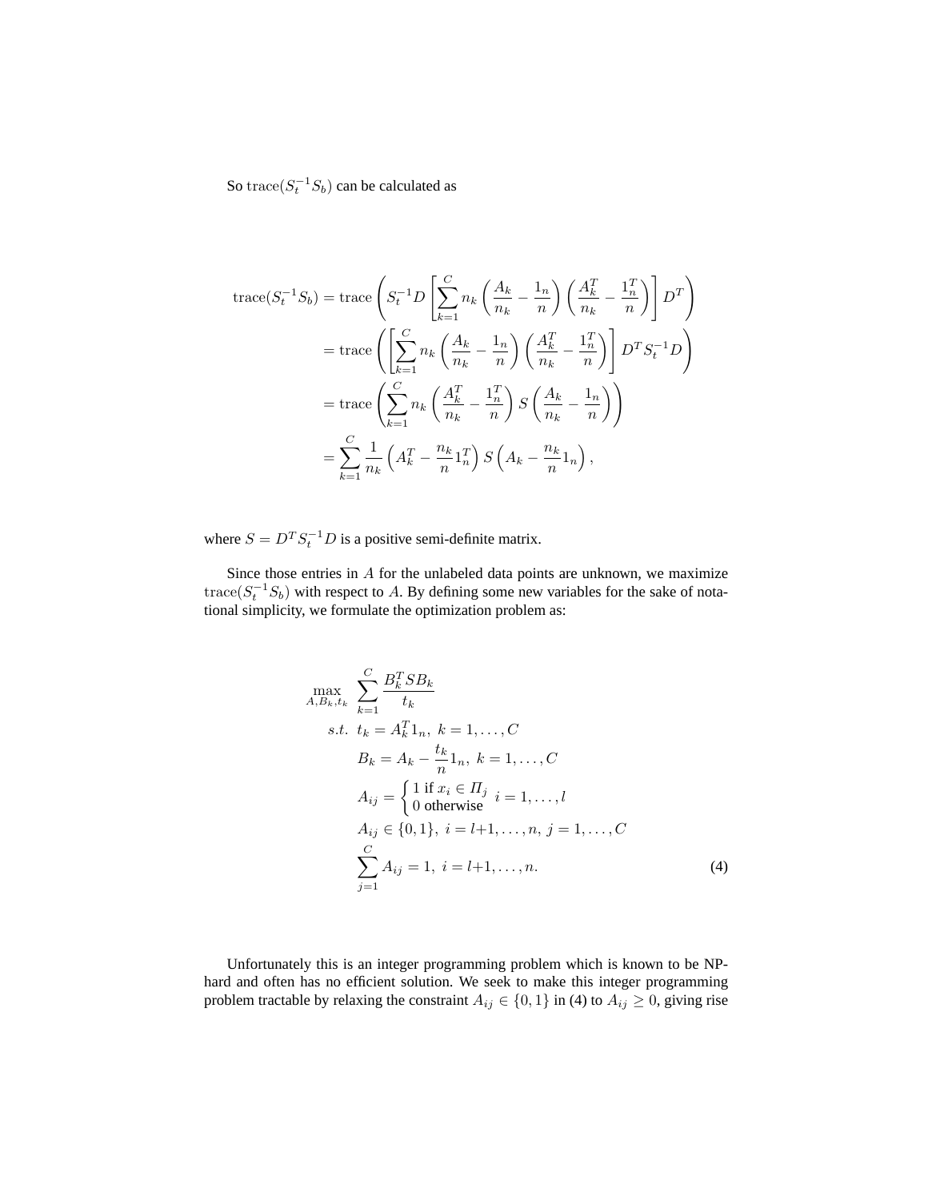So $\mathrm{trace}(S_t^{-1}S_b)$ can be calculated as

$$
\begin{aligned}
\mathrm{trace}(S_t^{-1}S_b) &= \mathrm{trace}\left(S_t^{-1}D\left[\sum_{k=1}^{C} n_k\left(\frac{A_k}{n_k}-\frac{1_n}{n}\right)\left(\frac{A_k^T}{n_k}-\frac{1_n^T}{n}\right)\right]D^T\right) \\
&= \mathrm{trace}\left(\left[\sum_{k=1}^{C} n_k\left(\frac{A_k}{n_k}-\frac{1_n}{n}\right)\left(\frac{A_k^T}{n_k}-\frac{1_n^T}{n}\right)\right]D^T S_t^{-1} D\right) \\
&= \mathrm{trace}\left(\sum_{k=1}^{C} n_k\left(\frac{A_k^T}{n_k}-\frac{1_n^T}{n}\right) S \left(\frac{A_k}{n_k}-\frac{1_n}{n}\right)\right) \\
&= \sum_{k=1}^{C}\frac{1}{n_k}\left(A_k^T-\frac{n_k}{n}1_n^T\right) S \left(A_k-\frac{n_k}{n}1_n\right),
\end{aligned}
$$

where $S = D^T S_t^{-1} D$ is a positive semi-definite matrix.

Since those entries in $A$ for the unlabeled data points are unknown, we maximize $\mathrm{trace}(S_t^{-1}S_b)$ with respect to $A$. By defining some new variables for the sake of notational simplicity, we formulate the optimization problem as:

$$
\begin{aligned}
\max_{A, B_k, t_k} \quad & \sum_{k=1}^{C} \frac{B_k^T S B_k}{t_k} \\
s.t. \quad & t_k = A_k^T 1_n,\ k = 1, \ldots, C \\
& B_k = A_k - \frac{t_k}{n} 1_n,\ k = 1, \ldots, C \\
& A_{ij} = \begin{cases} 1 \text{ if } x_i \in \Pi_j \\ 0 \text{ otherwise} \end{cases} \ i = 1, \ldots, l \\
& A_{ij} \in \{0, 1\},\ i = l{+}1, \ldots, n,\ j = 1, \ldots, C \\
& \sum_{j=1}^{C} A_{ij} = 1,\ i = l{+}1, \ldots, n.
\end{aligned}
\tag{4}
$$

Unfortunately this is an integer programming problem which is known to be NP-hard and often has no efficient solution. We seek to make this integer programming problem tractable by relaxing the constraint $A_{ij} \in \{0, 1\}$ in (4) to $A_{ij} \geq 0$, giving rise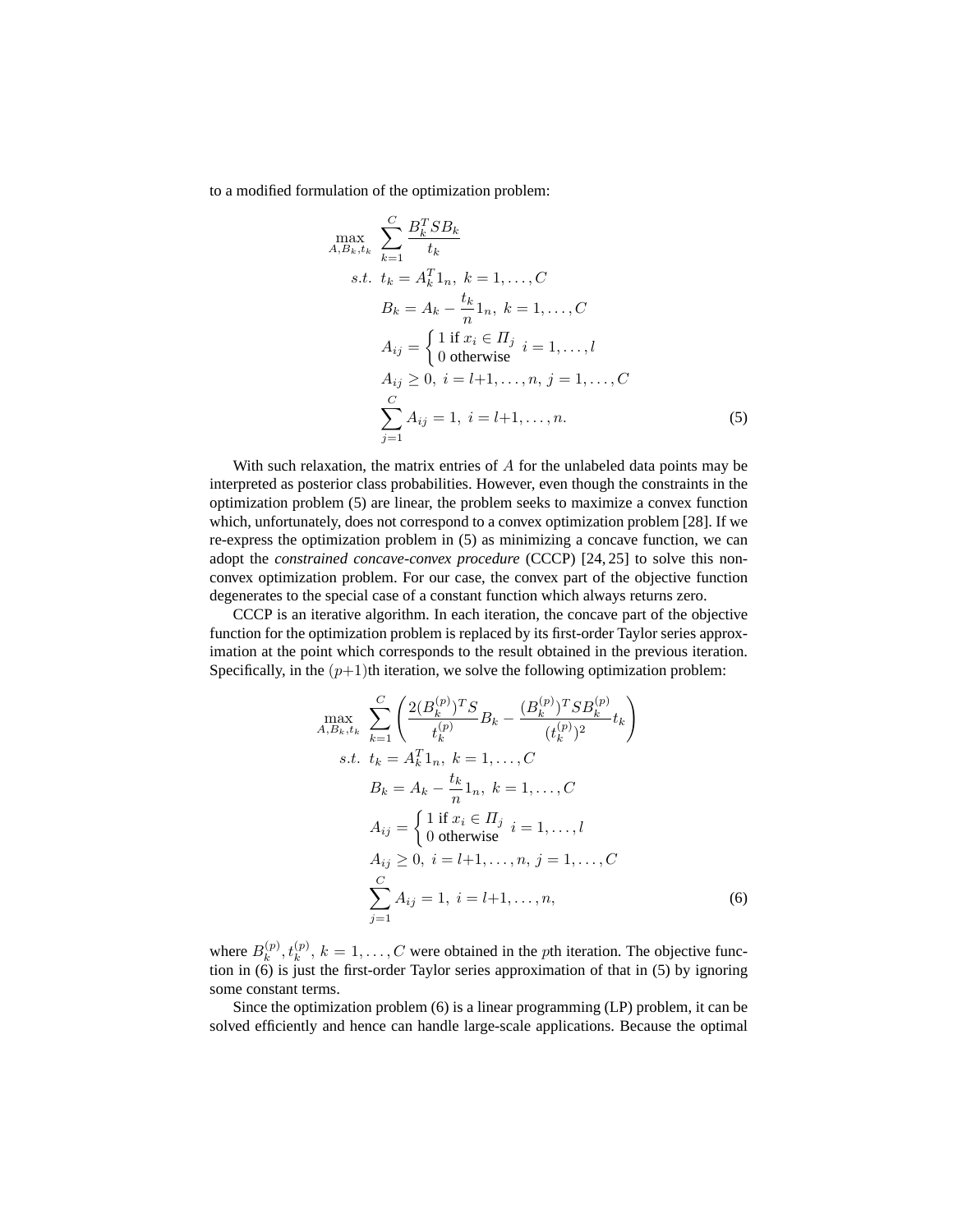to a modified formulation of the optimization problem:

$$
\begin{aligned}
\max_{A,B_k,t_k} \quad & \sum_{k=1}^{C} \frac{B_k^T S B_k}{t_k} \\
s.t. \quad & t_k = A_k^T 1_n,\ k = 1, \ldots, C \\
& B_k = A_k - \frac{t_k}{n} 1_n,\ k = 1, \ldots, C \\
& A_{ij} = \begin{cases} 1 \text{ if } x_i \in \Pi_j \\ 0 \text{ otherwise} \end{cases} \ i = 1, \ldots, l \\
& A_{ij} \geq 0,\ i = l{+}1, \ldots, n,\ j = 1, \ldots, C \\
& \sum_{j=1}^{C} A_{ij} = 1,\ i = l{+}1, \ldots, n.
\end{aligned}
\tag{5}
$$

With such relaxation, the matrix entries of $A$ for the unlabeled data points may be interpreted as posterior class probabilities. However, even though the constraints in the optimization problem (5) are linear, the problem seeks to maximize a convex function which, unfortunately, does not correspond to a convex optimization problem [28]. If we re-express the optimization problem in (5) as minimizing a concave function, we can adopt the *constrained concave-convex procedure* (CCCP) [24, 25] to solve this non-convex optimization problem. For our case, the convex part of the objective function degenerates to the special case of a constant function which always returns zero.

CCCP is an iterative algorithm. In each iteration, the concave part of the objective function for the optimization problem is replaced by its first-order Taylor series approximation at the point which corresponds to the result obtained in the previous iteration. Specifically, in the $(p{+}1)$th iteration, we solve the following optimization problem:

$$
\begin{aligned}
\max_{A,B_k,t_k} \quad & \sum_{k=1}^{C} \left( \frac{2(B_k^{(p)})^T S}{t_k^{(p)}} B_k - \frac{(B_k^{(p)})^T S B_k^{(p)}}{(t_k^{(p)})^2} t_k \right) \\
s.t. \quad & t_k = A_k^T 1_n,\ k = 1, \ldots, C \\
& B_k = A_k - \frac{t_k}{n} 1_n,\ k = 1, \ldots, C \\
& A_{ij} = \begin{cases} 1 \text{ if } x_i \in \Pi_j \\ 0 \text{ otherwise} \end{cases} \ i = 1, \ldots, l \\
& A_{ij} \geq 0,\ i = l{+}1, \ldots, n,\ j = 1, \ldots, C \\
& \sum_{j=1}^{C} A_{ij} = 1,\ i = l{+}1, \ldots, n,
\end{aligned}
\tag{6}
$$

where $B_k^{(p)}, t_k^{(p)},\ k = 1, \ldots, C$ were obtained in the $p$th iteration. The objective function in (6) is just the first-order Taylor series approximation of that in (5) by ignoring some constant terms.

Since the optimization problem (6) is a linear programming (LP) problem, it can be solved efficiently and hence can handle large-scale applications. Because the optimal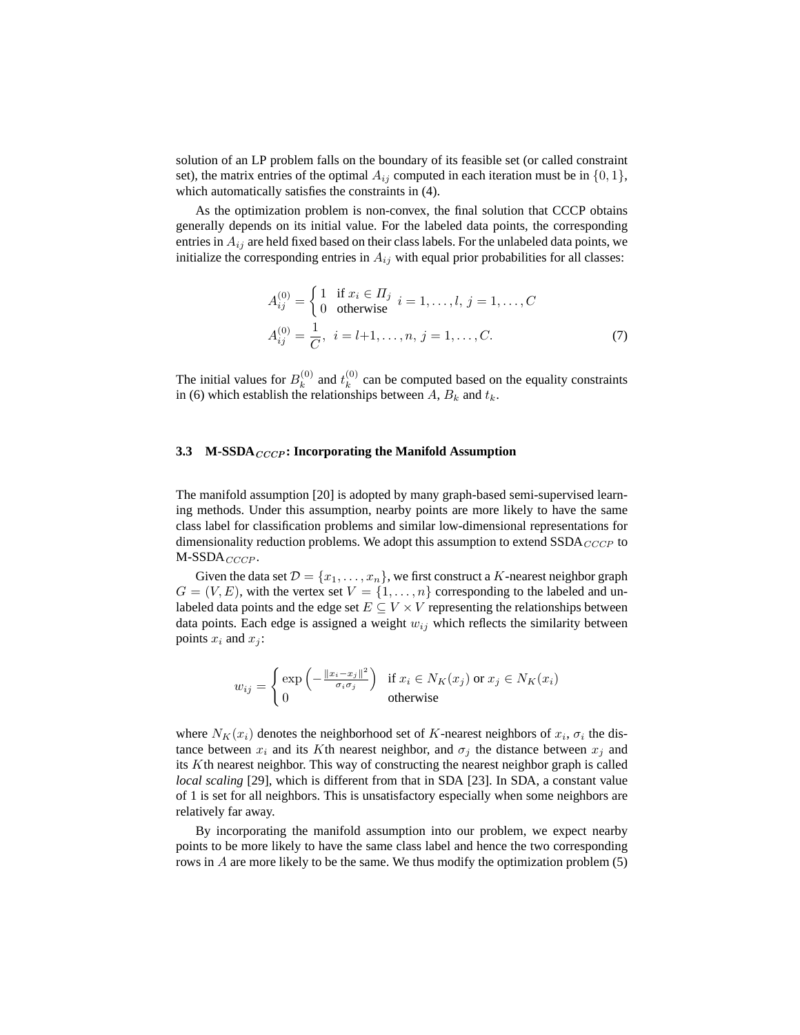solution of an LP problem falls on the boundary of its feasible set (or called constraint set), the matrix entries of the optimal $A_{ij}$ computed in each iteration must be in $\{0, 1\}$, which automatically satisfies the constraints in (4).

As the optimization problem is non-convex, the final solution that CCCP obtains generally depends on its initial value. For the labeled data points, the corresponding entries in $A_{ij}$ are held fixed based on their class labels. For the unlabeled data points, we initialize the corresponding entries in $A_{ij}$ with equal prior probabilities for all classes:

$$
\begin{aligned}
A_{ij}^{(0)} &= \begin{cases} 1 & \text{if } x_i \in \Pi_j \\ 0 & \text{otherwise} \end{cases} \quad i = 1, \ldots, l, \; j = 1, \ldots, C \\
A_{ij}^{(0)} &= \frac{1}{C}, \quad i = l+1, \ldots, n, \; j = 1, \ldots, C.
\end{aligned} \tag{7}
$$

The initial values for $B_k^{(0)}$ and $t_k^{(0)}$ can be computed based on the equality constraints in (6) which establish the relationships between $A$, $B_k$ and $t_k$.

### 3.3 M-SSDA$_{CCCP}$: Incorporating the Manifold Assumption

The manifold assumption [20] is adopted by many graph-based semi-supervised learning methods. Under this assumption, nearby points are more likely to have the same class label for classification problems and similar low-dimensional representations for dimensionality reduction problems. We adopt this assumption to extend SSDA$_{CCCP}$ to M-SSDA$_{CCCP}$.

Given the data set $\mathcal{D} = \{x_1, \ldots, x_n\}$, we first construct a $K$-nearest neighbor graph $G = (V, E)$, with the vertex set $V = \{1, \ldots, n\}$ corresponding to the labeled and unlabeled data points and the edge set $E \subseteq V \times V$ representing the relationships between data points. Each edge is assigned a weight $w_{ij}$ which reflects the similarity between points $x_i$ and $x_j$:

$$
w_{ij} = \begin{cases} \exp\left(-\frac{\|x_i - x_j\|^2}{\sigma_i \sigma_j}\right) & \text{if } x_i \in N_K(x_j) \text{ or } x_j \in N_K(x_i) \\ 0 & \text{otherwise} \end{cases}
$$

where $N_K(x_i)$ denotes the neighborhood set of $K$-nearest neighbors of $x_i$, $\sigma_i$ the distance between $x_i$ and its $K$th nearest neighbor, and $\sigma_j$ the distance between $x_j$ and its $K$th nearest neighbor. This way of constructing the nearest neighbor graph is called *local scaling* [29], which is different from that in SDA [23]. In SDA, a constant value of 1 is set for all neighbors. This is unsatisfactory especially when some neighbors are relatively far away.

By incorporating the manifold assumption into our problem, we expect nearby points to be more likely to have the same class label and hence the two corresponding rows in $A$ are more likely to be the same. We thus modify the optimization problem (5)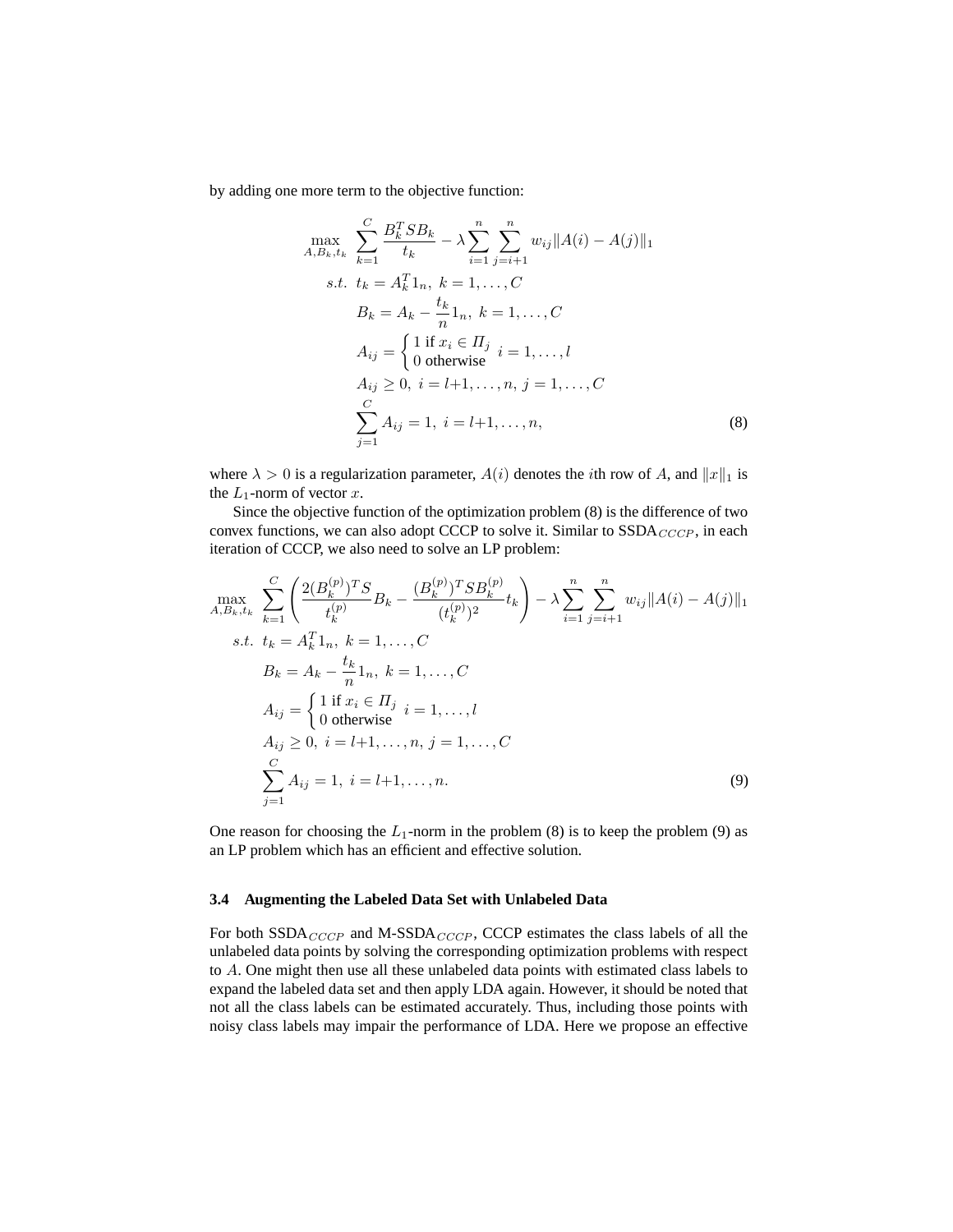by adding one more term to the objective function:

$$
\begin{aligned}
\max_{A, B_k, t_k} \quad & \sum_{k=1}^{C} \frac{B_k^T S B_k}{t_k} - \lambda \sum_{i=1}^{n} \sum_{j=i+1}^{n} w_{ij} \|A(i) - A(j)\|_1 \\
s.t. \quad & t_k = A_k^T 1_n, \ k = 1, \ldots, C \\
& B_k = A_k - \frac{t_k}{n} 1_n, \ k = 1, \ldots, C \\
& A_{ij} = \begin{cases} 1 \text{ if } x_i \in \Pi_j \\ 0 \text{ otherwise} \end{cases} \ i = 1, \ldots, l \\
& A_{ij} \geq 0, \ i = l+1, \ldots, n, \ j = 1, \ldots, C \\
& \sum_{j=1}^{C} A_{ij} = 1, \ i = l+1, \ldots, n,
\end{aligned} \tag{8}
$$

where $\lambda > 0$ is a regularization parameter, $A(i)$ denotes the $i$th row of $A$, and $\|x\|_1$ is the $L_1$-norm of vector $x$.

Since the objective function of the optimization problem (8) is the difference of two convex functions, we can also adopt CCCP to solve it. Similar to SSDA$_{CCCP}$, in each iteration of CCCP, we also need to solve an LP problem:

$$
\begin{aligned}
\max_{A, B_k, t_k} \quad & \sum_{k=1}^{C} \left( \frac{2(B_k^{(p)})^T S}{t_k^{(p)}} B_k - \frac{(B_k^{(p)})^T S B_k^{(p)}}{(t_k^{(p)})^2} t_k \right) - \lambda \sum_{i=1}^{n} \sum_{j=i+1}^{n} w_{ij} \|A(i) - A(j)\|_1 \\
s.t. \quad & t_k = A_k^T 1_n, \ k = 1, \ldots, C \\
& B_k = A_k - \frac{t_k}{n} 1_n, \ k = 1, \ldots, C \\
& A_{ij} = \begin{cases} 1 \text{ if } x_i \in \Pi_j \\ 0 \text{ otherwise} \end{cases} \ i = 1, \ldots, l \\
& A_{ij} \geq 0, \ i = l+1, \ldots, n, \ j = 1, \ldots, C \\
& \sum_{j=1}^{C} A_{ij} = 1, \ i = l+1, \ldots, n.
\end{aligned} \tag{9}
$$

One reason for choosing the $L_1$-norm in the problem (8) is to keep the problem (9) as an LP problem which has an efficient and effective solution.

### 3.4 Augmenting the Labeled Data Set with Unlabeled Data

For both SSDA$_{CCCP}$ and M-SSDA$_{CCCP}$, CCCP estimates the class labels of all the unlabeled data points by solving the corresponding optimization problems with respect to $A$. One might then use all these unlabeled data points with estimated class labels to expand the labeled data set and then apply LDA again. However, it should be noted that not all the class labels can be estimated accurately. Thus, including those points with noisy class labels may impair the performance of LDA. Here we propose an effective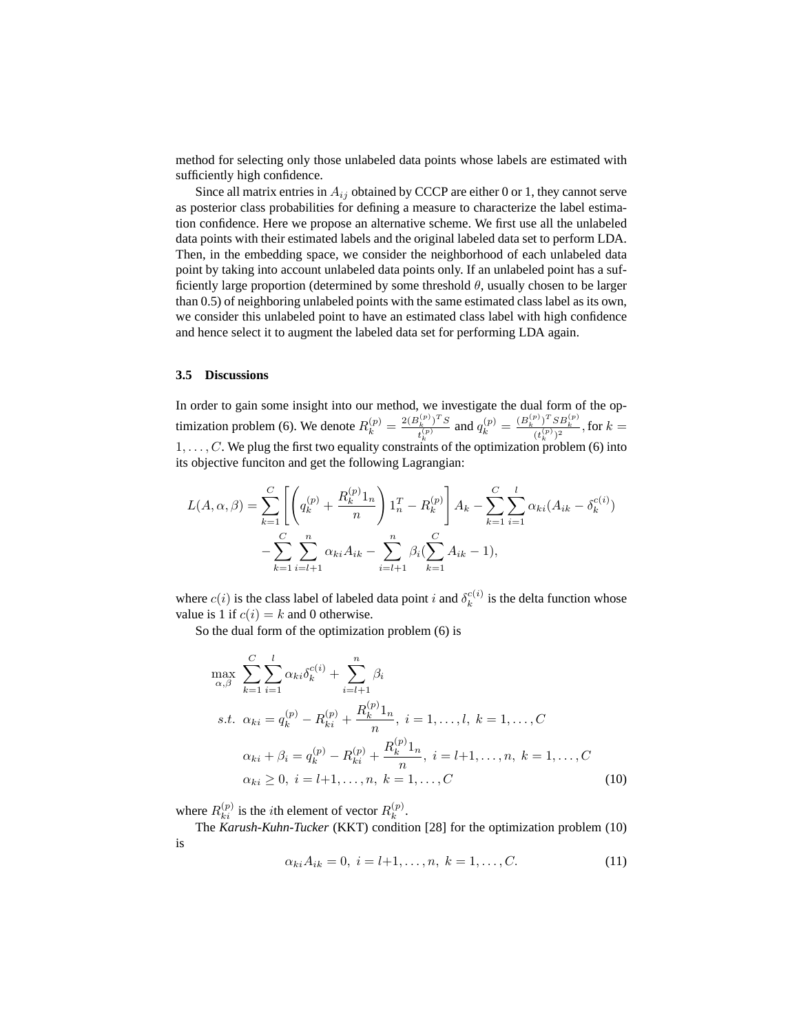method for selecting only those unlabeled data points whose labels are estimated with sufficiently high confidence.

Since all matrix entries in $A_{ij}$ obtained by CCCP are either 0 or 1, they cannot serve as posterior class probabilities for defining a measure to characterize the label estimation confidence. Here we propose an alternative scheme. We first use all the unlabeled data points with their estimated labels and the original labeled data set to perform LDA. Then, in the embedding space, we consider the neighborhood of each unlabeled data point by taking into account unlabeled data points only. If an unlabeled point has a sufficiently large proportion (determined by some threshold $\theta$, usually chosen to be larger than 0.5) of neighboring unlabeled points with the same estimated class label as its own, we consider this unlabeled point to have an estimated class label with high confidence and hence select it to augment the labeled data set for performing LDA again.

### 3.5 Discussions

In order to gain some insight into our method, we investigate the dual form of the optimization problem (6). We denote $R_k^{(p)} = \frac{2(B_k^{(p)})^T S}{t_k^{(p)}}$ and $q_k^{(p)} = \frac{(B_k^{(p)})^T S B_k^{(p)}}{(t_k^{(p)})^2}$, for $k = 1, \ldots, C$. We plug the first two equality constraints of the optimization problem (6) into its objective funciton and get the following Lagrangian:

$$
\begin{aligned}
L(A, \alpha, \beta) = & \sum_{k=1}^{C} \left[ \left( q_k^{(p)} + \frac{R_k^{(p)} 1_n}{n} \right) 1_n^T - R_k^{(p)} \right] A_k - \sum_{k=1}^{C} \sum_{i=1}^{l} \alpha_{ki} (A_{ik} - \delta_k^{c(i)}) \\
& - \sum_{k=1}^{C} \sum_{i=l+1}^{n} \alpha_{ki} A_{ik} - \sum_{i=l+1}^{n} \beta_i (\sum_{k=1}^{C} A_{ik} - 1),
\end{aligned}
$$

where $c(i)$ is the class label of labeled data point $i$ and $\delta_k^{c(i)}$ is the delta function whose value is 1 if $c(i) = k$ and 0 otherwise.

So the dual form of the optimization problem (6) is

$$
\begin{aligned}
\max_{\alpha, \beta} \ & \sum_{k=1}^{C} \sum_{i=1}^{l} \alpha_{ki} \delta_k^{c(i)} + \sum_{i=l+1}^{n} \beta_i \\
s.t. \ & \alpha_{ki} = q_k^{(p)} - R_{ki}^{(p)} + \frac{R_k^{(p)} 1_n}{n}, \ i = 1, \ldots, l, \ k = 1, \ldots, C \\
& \alpha_{ki} + \beta_i = q_k^{(p)} - R_{ki}^{(p)} + \frac{R_k^{(p)} 1_n}{n}, \ i = l{+}1, \ldots, n, \ k = 1, \ldots, C \\
& \alpha_{ki} \geq 0, \ i = l{+}1, \ldots, n, \ k = 1, \ldots, C
\end{aligned}
\tag{10}
$$

where $R_{ki}^{(p)}$ is the $i$th element of vector $R_k^{(p)}$.

The *Karush-Kuhn-Tucker* (KKT) condition [28] for the optimization problem (10) is

$$
\alpha_{ki} A_{ik} = 0, \ i = l{+}1, \ldots, n, \ k = 1, \ldots, C. \tag{11}
$$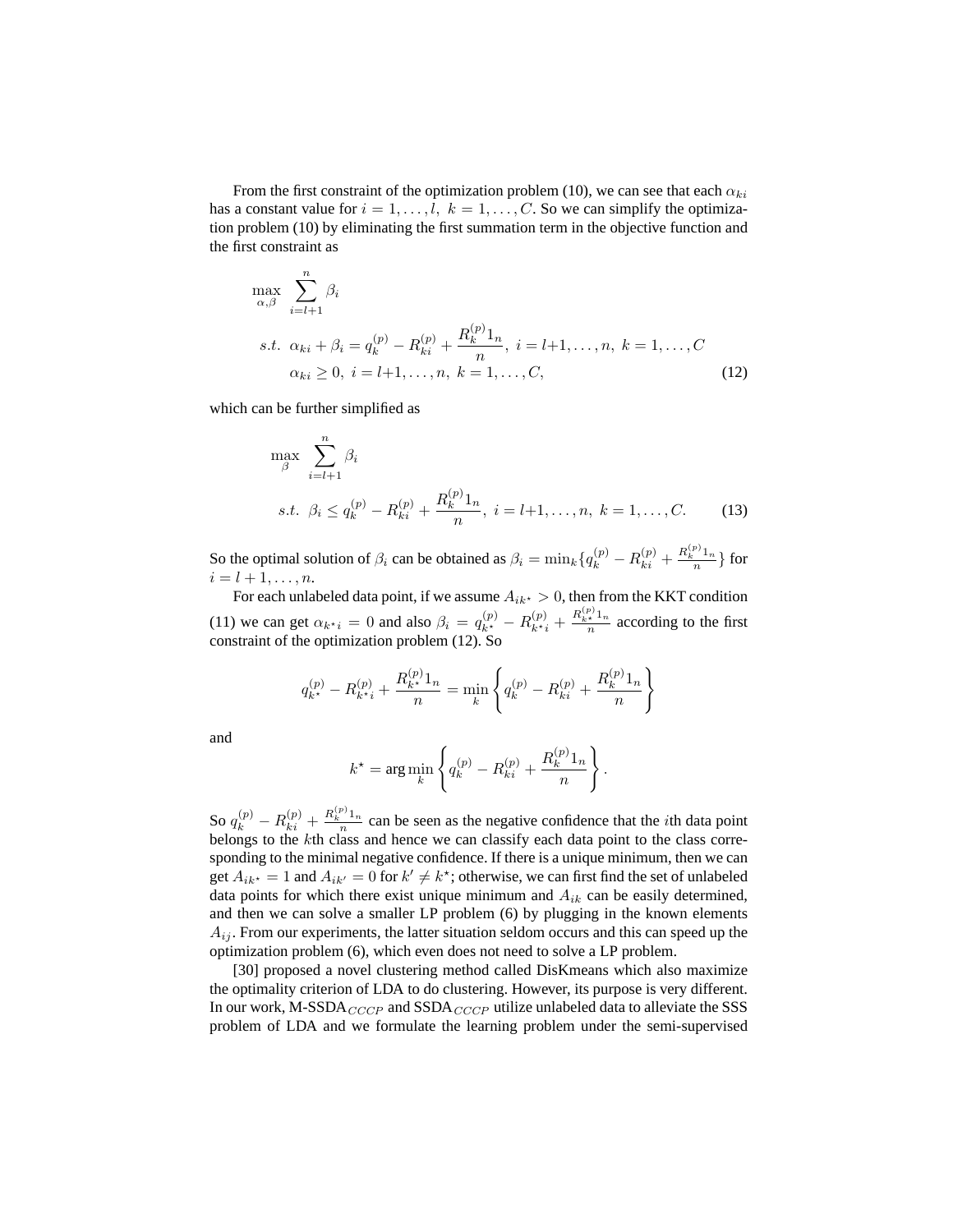From the first constraint of the optimization problem (10), we can see that each $\alpha_{ki}$ has a constant value for $i = 1, \ldots, l,\ k = 1, \ldots, C$. So we can simplify the optimization problem (10) by eliminating the first summation term in the objective function and the first constraint as

$$
\begin{aligned}
\max_{\alpha,\beta} \quad & \sum_{i=l+1}^{n} \beta_i \\
s.t. \quad & \alpha_{ki} + \beta_i = q_k^{(p)} - R_{ki}^{(p)} + \frac{R_k^{(p)} 1_n}{n},\ i = l{+}1, \ldots, n,\ k = 1, \ldots, C \\
& \alpha_{ki} \geq 0,\ i = l{+}1, \ldots, n,\ k = 1, \ldots, C,
\end{aligned}
\tag{12}
$$

which can be further simplified as

$$
\begin{aligned}
\max_{\beta} \quad & \sum_{i=l+1}^{n} \beta_i \\
s.t. \quad & \beta_i \leq q_k^{(p)} - R_{ki}^{(p)} + \frac{R_k^{(p)} 1_n}{n},\ i = l{+}1, \ldots, n,\ k = 1, \ldots, C.
\end{aligned}
\tag{13}
$$

So the optimal solution of $\beta_i$ can be obtained as $\beta_i = \min_k \{ q_k^{(p)} - R_{ki}^{(p)} + \frac{R_k^{(p)} 1_n}{n} \}$ for $i = l+1, \ldots, n$.

For each unlabeled data point, if we assume $A_{ik^\star} > 0$, then from the KKT condition (11) we can get $\alpha_{k^\star i} = 0$ and also $\beta_i = q_{k^\star}^{(p)} - R_{k^\star i}^{(p)} + \frac{R_{k^\star}^{(p)} 1_n}{n}$ according to the first constraint of the optimization problem (12). So

$$
q_{k^\star}^{(p)} - R_{k^\star i}^{(p)} + \frac{R_{k^\star}^{(p)} 1_n}{n} = \min_k \left\{ q_k^{(p)} - R_{ki}^{(p)} + \frac{R_k^{(p)} 1_n}{n} \right\}
$$

and

$$
k^\star = \arg\min_k \left\{ q_k^{(p)} - R_{ki}^{(p)} + \frac{R_k^{(p)} 1_n}{n} \right\}.
$$

So $q_k^{(p)} - R_{ki}^{(p)} + \frac{R_k^{(p)} 1_n}{n}$ can be seen as the negative confidence that the $i$th data point belongs to the $k$th class and hence we can classify each data point to the class corresponding to the minimal negative confidence. If there is a unique minimum, then we can get $A_{ik^\star} = 1$ and $A_{ik'} = 0$ for $k' \neq k^\star$; otherwise, we can first find the set of unlabeled data points for which there exist unique minimum and $A_{ik}$ can be easily determined, and then we can solve a smaller LP problem (6) by plugging in the known elements $A_{ij}$. From our experiments, the latter situation seldom occurs and this can speed up the optimization problem (6), which even does not need to solve a LP problem.

[30] proposed a novel clustering method called DisKmeans which also maximize the optimality criterion of LDA to do clustering. However, its purpose is very different. In our work, M-SSDA$_{CCCP}$ and SSDA$_{CCCP}$ utilize unlabeled data to alleviate the SSS problem of LDA and we formulate the learning problem under the semi-supervised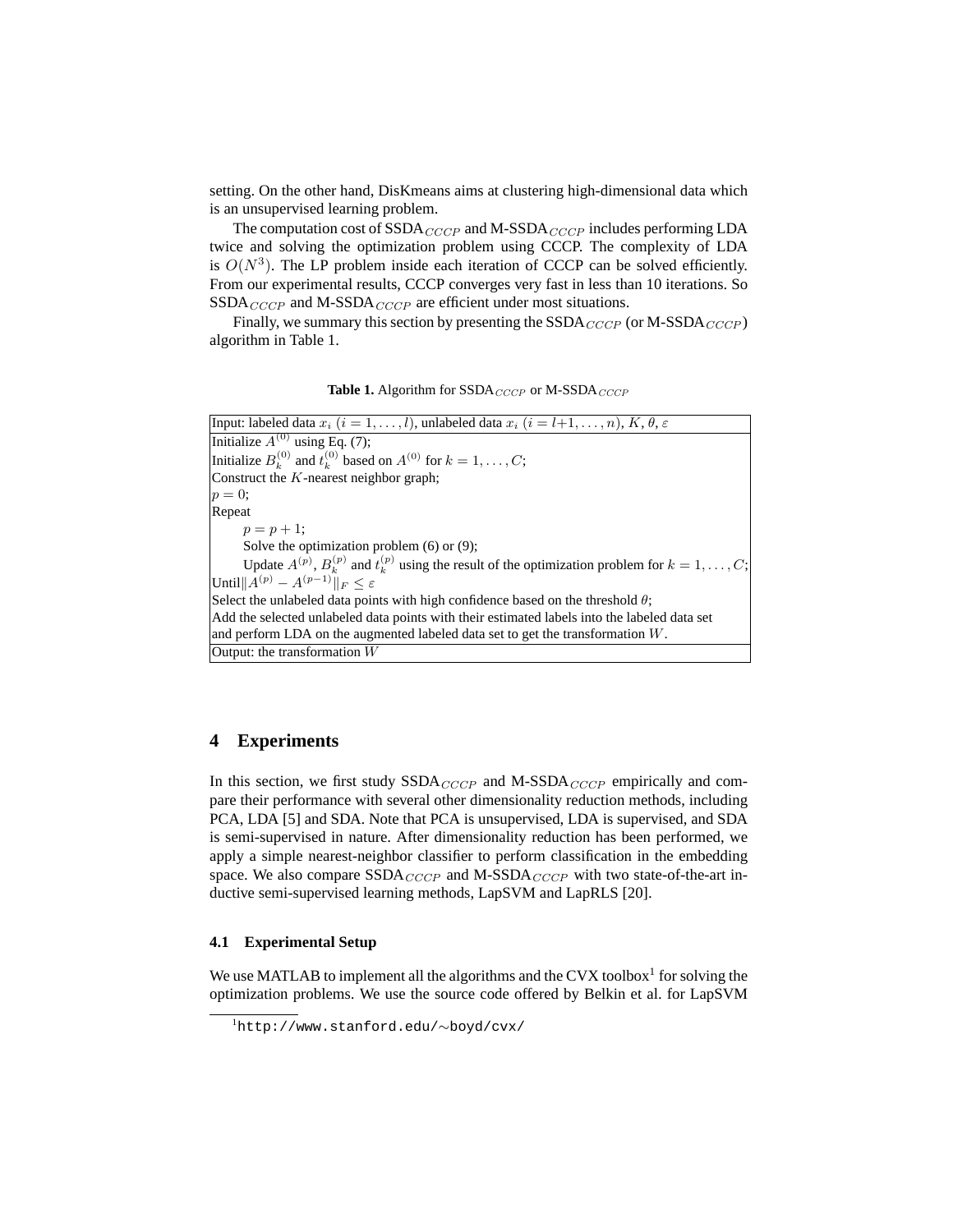setting. On the other hand, DisKmeans aims at clustering high-dimensional data which is an unsupervised learning problem.

The computation cost of SSDA$_{CCCP}$ and M-SSDA$_{CCCP}$ includes performing LDA twice and solving the optimization problem using CCCP. The complexity of LDA is $O(N^3)$. The LP problem inside each iteration of CCCP can be solved efficiently. From our experimental results, CCCP converges very fast in less than 10 iterations. So SSDA$_{CCCP}$ and M-SSDA$_{CCCP}$ are efficient under most situations.

Finally, we summary this section by presenting the SSDA$_{CCCP}$ (or M-SSDA$_{CCCP}$) algorithm in Table 1.

**Table 1.** Algorithm for SSDA$_{CCCP}$ or M-SSDA$_{CCCP}$

| Input: labeled data $x_i$ $(i = 1, \ldots, l)$, unlabeled data $x_i$ $(i = l{+}1, \ldots, n)$, $K$, $\theta$, $\varepsilon$ |
|---|
| Initialize $A^{(0)}$ using Eq. (7);<br>Initialize $B_k^{(0)}$ and $t_k^{(0)}$ based on $A^{(0)}$ for $k = 1, \ldots, C$;<br>Construct the $K$-nearest neighbor graph;<br>$p = 0$;<br>Repeat<br>&nbsp;&nbsp;&nbsp;&nbsp;$p = p + 1$;<br>&nbsp;&nbsp;&nbsp;&nbsp;Solve the optimization problem (6) or (9);<br>&nbsp;&nbsp;&nbsp;&nbsp;Update $A^{(p)}$, $B_k^{(p)}$ and $t_k^{(p)}$ using the result of the optimization problem for $k = 1, \ldots, C$;<br>Until$\|A^{(p)} - A^{(p-1)}\|_F \leq \varepsilon$<br>Select the unlabeled data points with high confidence based on the threshold $\theta$;<br>Add the selected unlabeled data points with their estimated labels into the labeled data set and perform LDA on the augmented labeled data set to get the transformation $W$. |
| Output: the transformation $W$ |

## 4 Experiments

In this section, we first study SSDA$_{CCCP}$ and M-SSDA$_{CCCP}$ empirically and compare their performance with several other dimensionality reduction methods, including PCA, LDA [5] and SDA. Note that PCA is unsupervised, LDA is supervised, and SDA is semi-supervised in nature. After dimensionality reduction has been performed, we apply a simple nearest-neighbor classifier to perform classification in the embedding space. We also compare SSDA$_{CCCP}$ and M-SSDA$_{CCCP}$ with two state-of-the-art inductive semi-supervised learning methods, LapSVM and LapRLS [20].

### 4.1 Experimental Setup

We use MATLAB to implement all the algorithms and the CVX toolbox[1] for solving the optimization problems. We use the source code offered by Belkin et al. for LapSVM

[1] http://www.stanford.edu/∼boyd/cvx/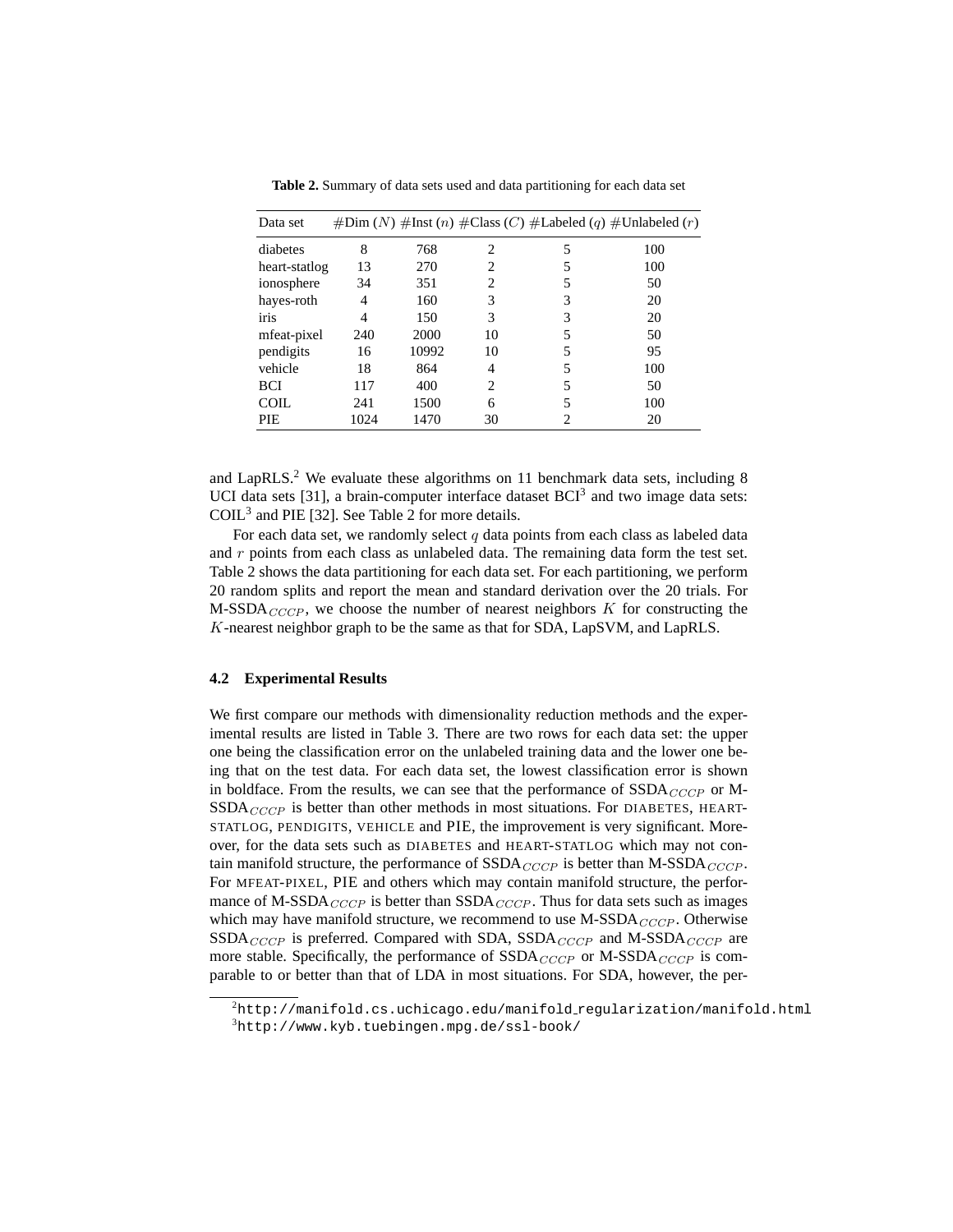**Table 2.** Summary of data sets used and data partitioning for each data set

| Data set | #Dim ($N$) | #Inst ($n$) | #Class ($C$) | #Labeled ($q$) | #Unlabeled ($r$) |
|---|---|---|---|---|---|
| diabetes | 8 | 768 | 2 | 5 | 100 |
| heart-statlog | 13 | 270 | 2 | 5 | 100 |
| ionosphere | 34 | 351 | 2 | 5 | 50 |
| hayes-roth | 4 | 160 | 3 | 3 | 20 |
| iris | 4 | 150 | 3 | 3 | 20 |
| mfeat-pixel | 240 | 2000 | 10 | 5 | 50 |
| pendigits | 16 | 10992 | 10 | 5 | 95 |
| vehicle | 18 | 864 | 4 | 5 | 100 |
| BCI | 117 | 400 | 2 | 5 | 50 |
| COIL | 241 | 1500 | 6 | 5 | 100 |
| PIE | 1024 | 1470 | 30 | 2 | 20 |

and LapRLS.[2] We evaluate these algorithms on 11 benchmark data sets, including 8 UCI data sets [31], a brain-computer interface dataset BCI[3] and two image data sets: COIL[3] and PIE [32]. See Table 2 for more details.

For each data set, we randomly select $q$ data points from each class as labeled data and $r$ points from each class as unlabeled data. The remaining data form the test set. Table 2 shows the data partitioning for each data set. For each partitioning, we perform 20 random splits and report the mean and standard derivation over the 20 trials. For M-SSDA$_{CCCP}$, we choose the number of nearest neighbors $K$ for constructing the $K$-nearest neighbor graph to be the same as that for SDA, LapSVM, and LapRLS.

### 4.2 Experimental Results

We first compare our methods with dimensionality reduction methods and the experimental results are listed in Table 3. There are two rows for each data set: the upper one being the classification error on the unlabeled training data and the lower one being that on the test data. For each data set, the lowest classification error is shown in boldface. From the results, we can see that the performance of SSDA$_{CCCP}$ or M-SSDA$_{CCCP}$ is better than other methods in most situations. For DIABETES, HEART-STATLOG, PENDIGITS, VEHICLE and PIE, the improvement is very significant. Moreover, for the data sets such as DIABETES and HEART-STATLOG which may not contain manifold structure, the performance of SSDA$_{CCCP}$ is better than M-SSDA$_{CCCP}$. For MFEAT-PIXEL, PIE and others which may contain manifold structure, the performance of M-SSDA$_{CCCP}$ is better than SSDA$_{CCCP}$. Thus for data sets such as images which may have manifold structure, we recommend to use M-SSDA$_{CCCP}$. Otherwise SSDA$_{CCCP}$ is preferred. Compared with SDA, SSDA$_{CCCP}$ and M-SSDA$_{CCCP}$ are more stable. Specifically, the performance of SSDA$_{CCCP}$ or M-SSDA$_{CCCP}$ is comparable to or better than that of LDA in most situations. For SDA, however, the per-

[2] http://manifold.cs.uchicago.edu/manifold_regularization/manifold.html

[3] http://www.kyb.tuebingen.mpg.de/ssl-book/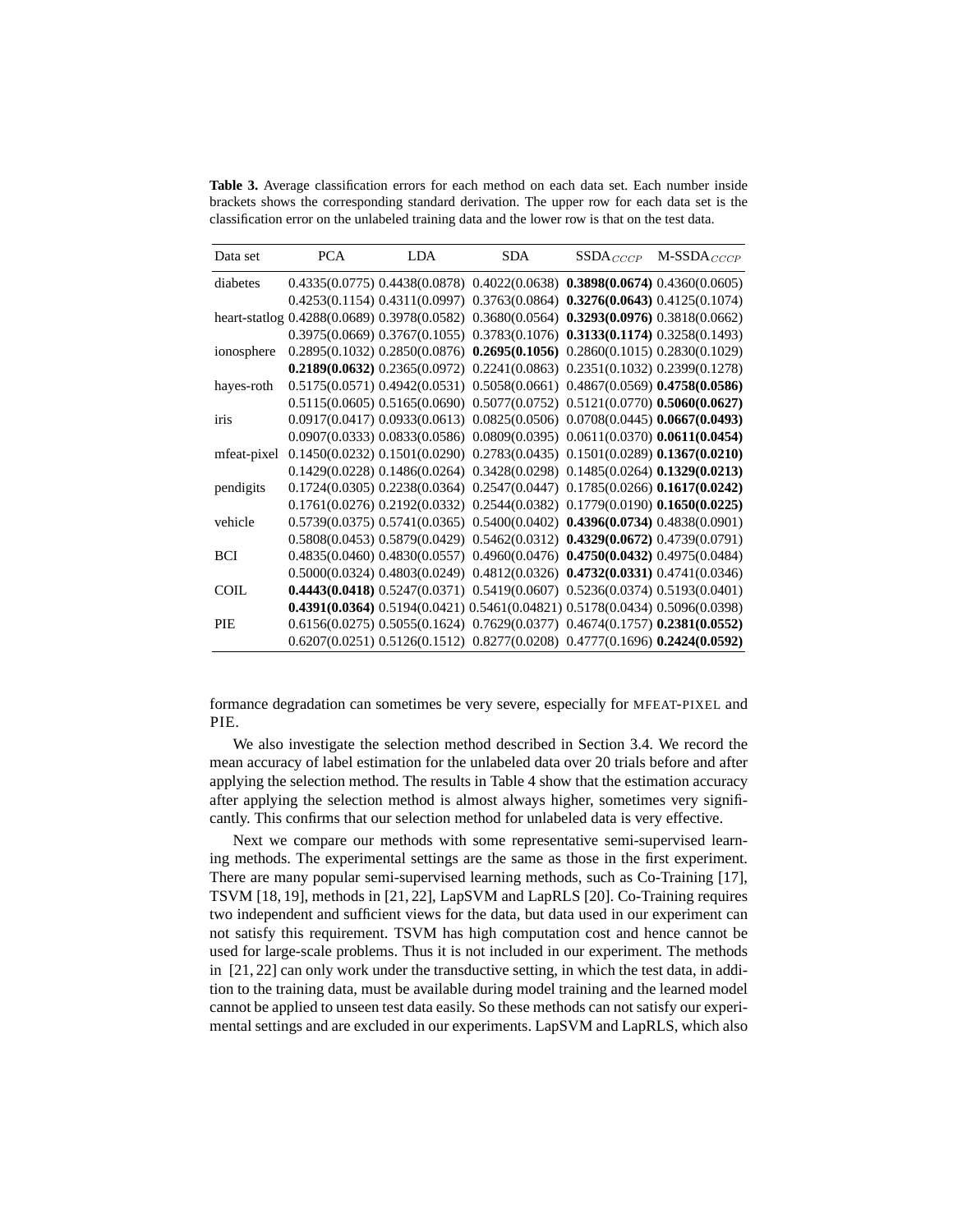**Table 3.** Average classification errors for each method on each data set. Each number inside brackets shows the corresponding standard derivation. The upper row for each data set is the classification error on the unlabeled training data and the lower row is that on the test data.

| Data set | PCA | LDA | SDA | SSDA$_{CCCP}$ | M-SSDA$_{CCCP}$ |
|---|---|---|---|---|---|
| diabetes | 0.4335(0.0775) | 0.4438(0.0878) | 0.4022(0.0638) | **0.3898(0.0674)** | 0.4360(0.0605) |
| | 0.4253(0.1154) | 0.4311(0.0997) | 0.3763(0.0864) | **0.3276(0.0643)** | 0.4125(0.1074) |
| heart-statlog | 0.4288(0.0689) | 0.3978(0.0582) | 0.3680(0.0564) | **0.3293(0.0976)** | 0.3818(0.0662) |
| | 0.3975(0.0669) | 0.3767(0.1055) | 0.3783(0.1076) | **0.3133(0.1174)** | 0.3258(0.1493) |
| ionosphere | 0.2895(0.1032) | 0.2850(0.0876) | **0.2695(0.1056)** | 0.2860(0.1015) | 0.2830(0.1029) |
| | **0.2189(0.0632)** | 0.2365(0.0972) | 0.2241(0.0863) | 0.2351(0.1032) | 0.2399(0.1278) |
| hayes-roth | 0.5175(0.0571) | 0.4942(0.0531) | 0.5058(0.0661) | 0.4867(0.0569) | **0.4758(0.0586)** |
| | 0.5115(0.0605) | 0.5165(0.0690) | 0.5077(0.0752) | 0.5121(0.0770) | **0.5060(0.0627)** |
| iris | 0.0917(0.0417) | 0.0933(0.0613) | 0.0825(0.0506) | 0.0708(0.0445) | **0.0667(0.0493)** |
| | 0.0907(0.0333) | 0.0833(0.0586) | 0.0809(0.0395) | 0.0611(0.0370) | **0.0611(0.0454)** |
| mfeat-pixel | 0.1450(0.0232) | 0.1501(0.0290) | 0.2783(0.0435) | 0.1501(0.0289) | **0.1367(0.0210)** |
| | 0.1429(0.0228) | 0.1486(0.0264) | 0.3428(0.0298) | 0.1485(0.0264) | **0.1329(0.0213)** |
| pendigits | 0.1724(0.0305) | 0.2238(0.0364) | 0.2547(0.0447) | 0.1785(0.0266) | **0.1617(0.0242)** |
| | 0.1761(0.0276) | 0.2192(0.0332) | 0.2544(0.0382) | 0.1779(0.0190) | **0.1650(0.0225)** |
| vehicle | 0.5739(0.0375) | 0.5741(0.0365) | 0.5400(0.0402) | **0.4396(0.0734)** | 0.4838(0.0901) |
| | 0.5808(0.0453) | 0.5879(0.0429) | 0.5462(0.0312) | **0.4329(0.0672)** | 0.4739(0.0791) |
| BCI | 0.4835(0.0460) | 0.4830(0.0557) | 0.4960(0.0476) | **0.4750(0.0432)** | 0.4975(0.0484) |
| | 0.5000(0.0324) | 0.4803(0.0249) | 0.4812(0.0326) | **0.4732(0.0331)** | 0.4741(0.0346) |
| COIL | **0.4443(0.0418)** | 0.5247(0.0371) | 0.5419(0.0607) | 0.5236(0.0374) | 0.5193(0.0401) |
| | **0.4391(0.0364)** | 0.5194(0.0421) | 0.5461(0.04821) | 0.5178(0.0434) | 0.5096(0.0398) |
| PIE | 0.6156(0.0275) | 0.5055(0.1624) | 0.7629(0.0377) | 0.4674(0.1757) | **0.2381(0.0552)** |
| | 0.6207(0.0251) | 0.5126(0.1512) | 0.8277(0.0208) | 0.4777(0.1696) | **0.2424(0.0592)** |

formance degradation can sometimes be very severe, especially for MFEAT-PIXEL and PIE.

We also investigate the selection method described in Section 3.4. We record the mean accuracy of label estimation for the unlabeled data over 20 trials before and after applying the selection method. The results in Table 4 show that the estimation accuracy after applying the selection method is almost always higher, sometimes very significantly. This confirms that our selection method for unlabeled data is very effective.

Next we compare our methods with some representative semi-supervised learning methods. The experimental settings are the same as those in the first experiment. There are many popular semi-supervised learning methods, such as Co-Training [17], TSVM [18, 19], methods in [21, 22], LapSVM and LapRLS [20]. Co-Training requires two independent and sufficient views for the data, but data used in our experiment can not satisfy this requirement. TSVM has high computation cost and hence cannot be used for large-scale problems. Thus it is not included in our experiment. The methods in [21, 22] can only work under the transductive setting, in which the test data, in addition to the training data, must be available during model training and the learned model cannot be applied to unseen test data easily. So these methods can not satisfy our experimental settings and are excluded in our experiments. LapSVM and LapRLS, which also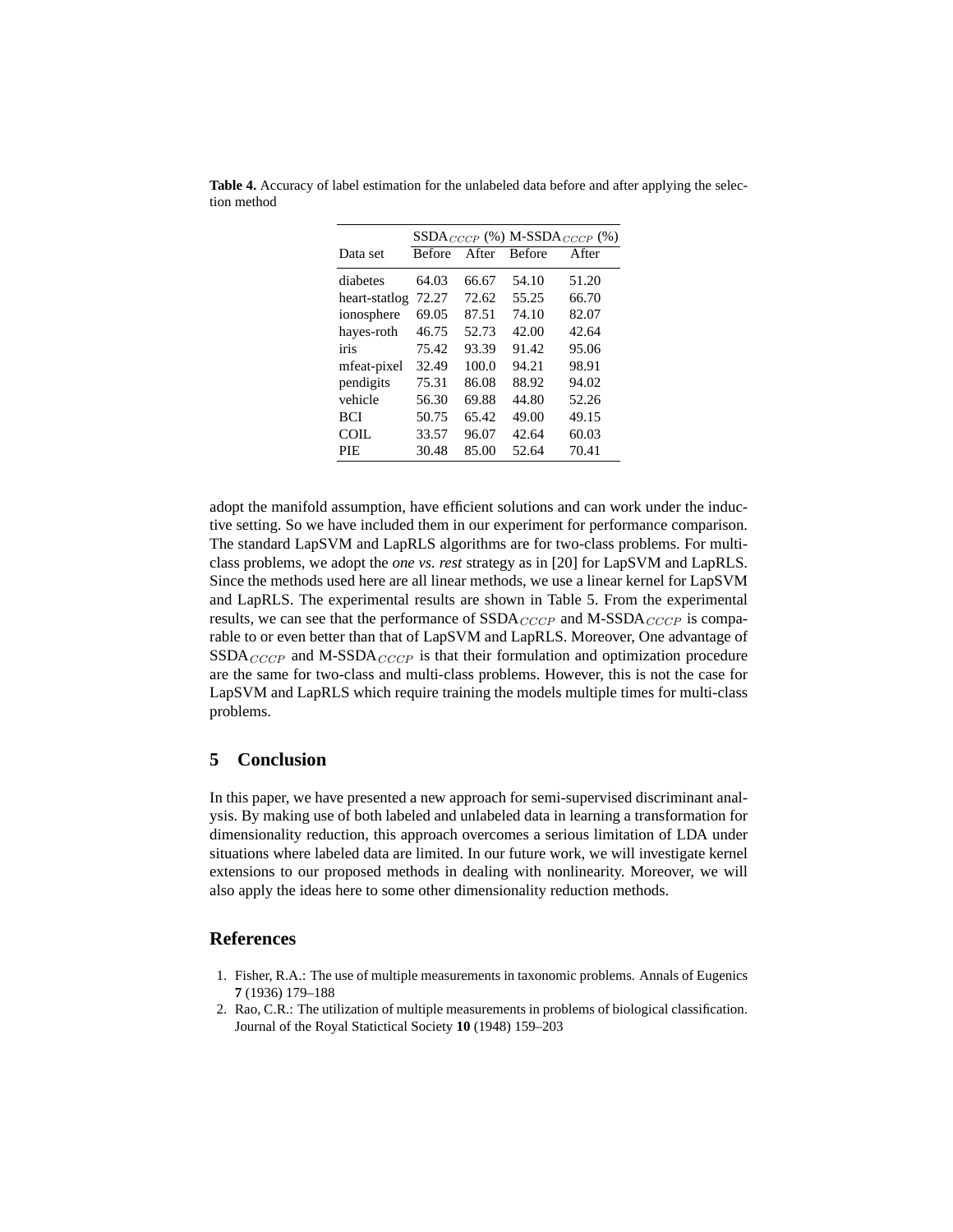**Table 4.** Accuracy of label estimation for the unlabeled data before and after applying the selection method

| Data set | $\text{SSDA}_{CCCP}$ (%) | | $\text{M-SSDA}_{CCCP}$ (%) | |
|---|---|---|---|---|
| | Before | After | Before | After |
| diabetes | 64.03 | 66.67 | 54.10 | 51.20 |
| heart-statlog | 72.27 | 72.62 | 55.25 | 66.70 |
| ionosphere | 69.05 | 87.51 | 74.10 | 82.07 |
| hayes-roth | 46.75 | 52.73 | 42.00 | 42.64 |
| iris | 75.42 | 93.39 | 91.42 | 95.06 |
| mfeat-pixel | 32.49 | 100.0 | 94.21 | 98.91 |
| pendigits | 75.31 | 86.08 | 88.92 | 94.02 |
| vehicle | 56.30 | 69.88 | 44.80 | 52.26 |
| BCI | 50.75 | 65.42 | 49.00 | 49.15 |
| COIL | 33.57 | 96.07 | 42.64 | 60.03 |
| PIE | 30.48 | 85.00 | 52.64 | 70.41 |

adopt the manifold assumption, have efficient solutions and can work under the inductive setting. So we have included them in our experiment for performance comparison. The standard LapSVM and LapRLS algorithms are for two-class problems. For multi-class problems, we adopt the *one vs. rest* strategy as in [20] for LapSVM and LapRLS. Since the methods used here are all linear methods, we use a linear kernel for LapSVM and LapRLS. The experimental results are shown in Table 5. From the experimental results, we can see that the performance of $\text{SSDA}_{CCCP}$ and $\text{M-SSDA}_{CCCP}$ is comparable to or even better than that of LapSVM and LapRLS. Moreover, One advantage of $\text{SSDA}_{CCCP}$ and $\text{M-SSDA}_{CCCP}$ is that their formulation and optimization procedure are the same for two-class and multi-class problems. However, this is not the case for LapSVM and LapRLS which require training the models multiple times for multi-class problems.

## 5 Conclusion

In this paper, we have presented a new approach for semi-supervised discriminant analysis. By making use of both labeled and unlabeled data in learning a transformation for dimensionality reduction, this approach overcomes a serious limitation of LDA under situations where labeled data are limited. In our future work, we will investigate kernel extensions to our proposed methods in dealing with nonlinearity. Moreover, we will also apply the ideas here to some other dimensionality reduction methods.

## References

1. Fisher, R.A.: The use of multiple measurements in taxonomic problems. Annals of Eugenics **7** (1936) 179–188
2. Rao, C.R.: The utilization of multiple measurements in problems of biological classification. Journal of the Royal Statictical Society **10** (1948) 159–203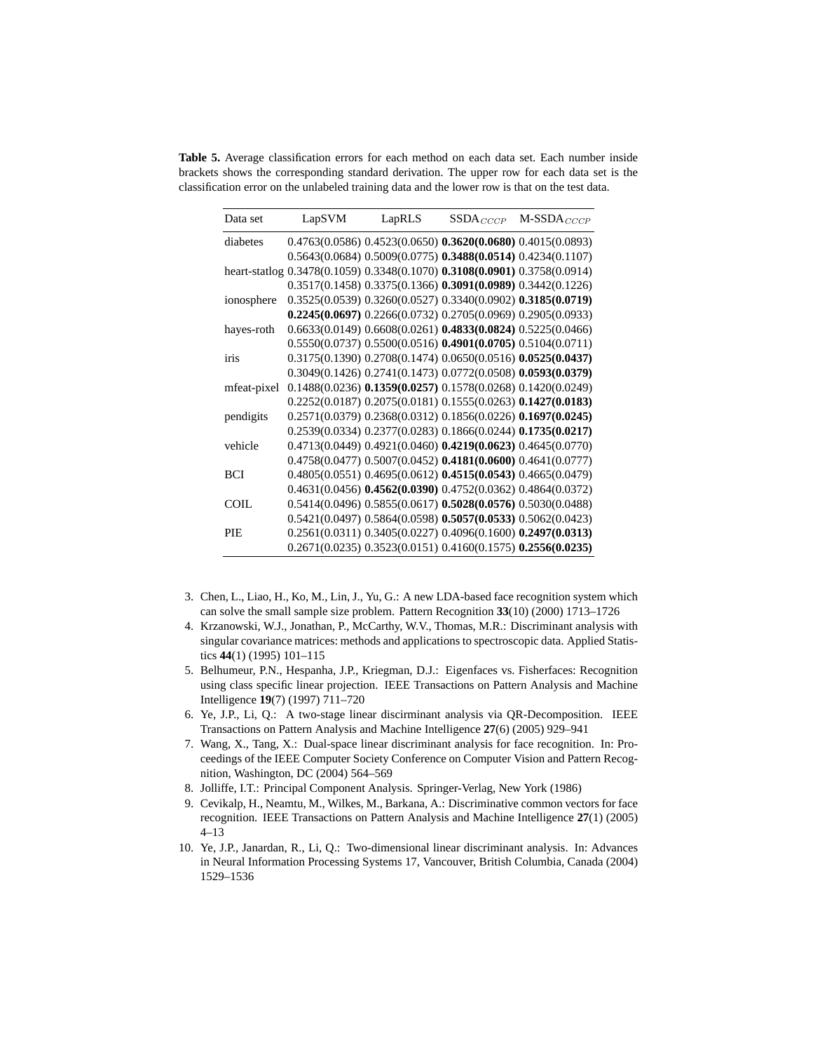**Table 5.** Average classification errors for each method on each data set. Each number inside brackets shows the corresponding standard derivation. The upper row for each data set is the classification error on the unlabeled training data and the lower row is that on the test data.

| Data set | LapSVM | LapRLS | $\text{SSDA}_{CCCP}$ | $\text{M-SSDA}_{CCCP}$ |
|---|---|---|---|---|
| diabetes | 0.4763(0.0586) | 0.4523(0.0650) | **0.3620(0.0680)** | 0.4015(0.0893) |
| | 0.5643(0.0684) | 0.5009(0.0775) | **0.3488(0.0514)** | 0.4234(0.1107) |
| heart-statlog | 0.3478(0.1059) | 0.3348(0.1070) | **0.3108(0.0901)** | 0.3758(0.0914) |
| | 0.3517(0.1458) | 0.3375(0.1366) | **0.3091(0.0989)** | 0.3442(0.1226) |
| ionosphere | 0.3525(0.0539) | 0.3260(0.0527) | 0.3340(0.0902) | **0.3185(0.0719)** |
| | **0.2245(0.0697)** | 0.2266(0.0732) | 0.2705(0.0969) | 0.2905(0.0933) |
| hayes-roth | 0.6633(0.0149) | 0.6608(0.0261) | **0.4833(0.0824)** | 0.5225(0.0466) |
| | 0.5550(0.0737) | 0.5500(0.0516) | **0.4901(0.0705)** | 0.5104(0.0711) |
| iris | 0.3175(0.1390) | 0.2708(0.1474) | 0.0650(0.0516) | **0.0525(0.0437)** |
| | 0.3049(0.1426) | 0.2741(0.1473) | 0.0772(0.0508) | **0.0593(0.0379)** |
| mfeat-pixel | 0.1488(0.0236) | **0.1359(0.0257)** | 0.1578(0.0268) | 0.1420(0.0249) |
| | 0.2252(0.0187) | 0.2075(0.0181) | 0.1555(0.0263) | **0.1427(0.0183)** |
| pendigits | 0.2571(0.0379) | 0.2368(0.0312) | 0.1856(0.0226) | **0.1697(0.0245)** |
| | 0.2539(0.0334) | 0.2377(0.0283) | 0.1866(0.0244) | **0.1735(0.0217)** |
| vehicle | 0.4713(0.0449) | 0.4921(0.0460) | **0.4219(0.0623)** | 0.4645(0.0770) |
| | 0.4758(0.0477) | 0.5007(0.0452) | **0.4181(0.0600)** | 0.4641(0.0777) |
| BCI | 0.4805(0.0551) | 0.4695(0.0612) | **0.4515(0.0543)** | 0.4665(0.0479) |
| | 0.4631(0.0456) | **0.4562(0.0390)** | 0.4752(0.0362) | 0.4864(0.0372) |
| COIL | 0.5414(0.0496) | 0.5855(0.0617) | **0.5028(0.0576)** | 0.5030(0.0488) |
| | 0.5421(0.0497) | 0.5864(0.0598) | **0.5057(0.0533)** | 0.5062(0.0423) |
| PIE | 0.2561(0.0311) | 0.3405(0.0227) | 0.4096(0.1600) | **0.2497(0.0313)** |
| | 0.2671(0.0235) | 0.3523(0.0151) | 0.4160(0.1575) | **0.2556(0.0235)** |

3. Chen, L., Liao, H., Ko, M., Lin, J., Yu, G.: A new LDA-based face recognition system which can solve the small sample size problem. Pattern Recognition **33**(10) (2000) 1713–1726
4. Krzanowski, W.J., Jonathan, P., McCarthy, W.V., Thomas, M.R.: Discriminant analysis with singular covariance matrices: methods and applications to spectroscopic data. Applied Statistics **44**(1) (1995) 101–115
5. Belhumeur, P.N., Hespanha, J.P., Kriegman, D.J.: Eigenfaces vs. Fisherfaces: Recognition using class specific linear projection. IEEE Transactions on Pattern Analysis and Machine Intelligence **19**(7) (1997) 711–720
6. Ye, J.P., Li, Q.: A two-stage linear discriminant analysis via QR-Decomposition. IEEE Transactions on Pattern Analysis and Machine Intelligence **27**(6) (2005) 929–941
7. Wang, X., Tang, X.: Dual-space linear discriminant analysis for face recognition. In: Proceedings of the IEEE Computer Society Conference on Computer Vision and Pattern Recognition, Washington, DC (2004) 564–569
8. Jolliffe, I.T.: Principal Component Analysis. Springer-Verlag, New York (1986)
9. Cevikalp, H., Neamtu, M., Wilkes, M., Barkana, A.: Discriminative common vectors for face recognition. IEEE Transactions on Pattern Analysis and Machine Intelligence **27**(1) (2005) 4–13
10. Ye, J.P., Janardan, R., Li, Q.: Two-dimensional linear discriminant analysis. In: Advances in Neural Information Processing Systems 17, Vancouver, British Columbia, Canada (2004) 1529–1536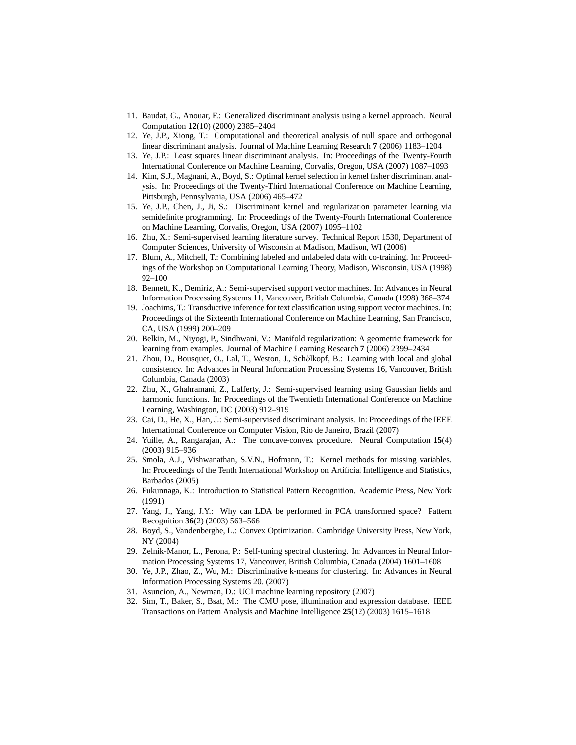11. Baudat, G., Anouar, F.: Generalized discriminant analysis using a kernel approach. Neural Computation **12**(10) (2000) 2385–2404
12. Ye, J.P., Xiong, T.: Computational and theoretical analysis of null space and orthogonal linear discriminant analysis. Journal of Machine Learning Research **7** (2006) 1183–1204
13. Ye, J.P.: Least squares linear discriminant analysis. In: Proceedings of the Twenty-Fourth International Conference on Machine Learning, Corvalis, Oregon, USA (2007) 1087–1093
14. Kim, S.J., Magnani, A., Boyd, S.: Optimal kernel selection in kernel fisher discriminant analysis. In: Proceedings of the Twenty-Third International Conference on Machine Learning, Pittsburgh, Pennsylvania, USA (2006) 465–472
15. Ye, J.P., Chen, J., Ji, S.: Discriminant kernel and regularization parameter learning via semidefinite programming. In: Proceedings of the Twenty-Fourth International Conference on Machine Learning, Corvalis, Oregon, USA (2007) 1095–1102
16. Zhu, X.: Semi-supervised learning literature survey. Technical Report 1530, Department of Computer Sciences, University of Wisconsin at Madison, Madison, WI (2006)
17. Blum, A., Mitchell, T.: Combining labeled and unlabeled data with co-training. In: Proceedings of the Workshop on Computational Learning Theory, Madison, Wisconsin, USA (1998) 92–100
18. Bennett, K., Demiriz, A.: Semi-supervised support vector machines. In: Advances in Neural Information Processing Systems 11, Vancouver, British Columbia, Canada (1998) 368–374
19. Joachims, T.: Transductive inference for text classification using support vector machines. In: Proceedings of the Sixteenth International Conference on Machine Learning, San Francisco, CA, USA (1999) 200–209
20. Belkin, M., Niyogi, P., Sindhwani, V.: Manifold regularization: A geometric framework for learning from examples. Journal of Machine Learning Research **7** (2006) 2399–2434
21. Zhou, D., Bousquet, O., Lal, T., Weston, J., Schölkopf, B.: Learning with local and global consistency. In: Advances in Neural Information Processing Systems 16, Vancouver, British Columbia, Canada (2003)
22. Zhu, X., Ghahramani, Z., Lafferty, J.: Semi-supervised learning using Gaussian fields and harmonic functions. In: Proceedings of the Twentieth International Conference on Machine Learning, Washington, DC (2003) 912–919
23. Cai, D., He, X., Han, J.: Semi-supervised discriminant analysis. In: Proceedings of the IEEE International Conference on Computer Vision, Rio de Janeiro, Brazil (2007)
24. Yuille, A., Rangarajan, A.: The concave-convex procedure. Neural Computation **15**(4) (2003) 915–936
25. Smola, A.J., Vishwanathan, S.V.N., Hofmann, T.: Kernel methods for missing variables. In: Proceedings of the Tenth International Workshop on Artificial Intelligence and Statistics, Barbados (2005)
26. Fukunnaga, K.: Introduction to Statistical Pattern Recognition. Academic Press, New York (1991)
27. Yang, J., Yang, J.Y.: Why can LDA be performed in PCA transformed space? Pattern Recognition **36**(2) (2003) 563–566
28. Boyd, S., Vandenberghe, L.: Convex Optimization. Cambridge University Press, New York, NY (2004)
29. Zelnik-Manor, L., Perona, P.: Self-tuning spectral clustering. In: Advances in Neural Information Processing Systems 17, Vancouver, British Columbia, Canada (2004) 1601–1608
30. Ye, J.P., Zhao, Z., Wu, M.: Discriminative k-means for clustering. In: Advances in Neural Information Processing Systems 20. (2007)
31. Asuncion, A., Newman, D.: UCI machine learning repository (2007)
32. Sim, T., Baker, S., Bsat, M.: The CMU pose, illumination and expression database. IEEE Transactions on Pattern Analysis and Machine Intelligence **25**(12) (2003) 1615–1618